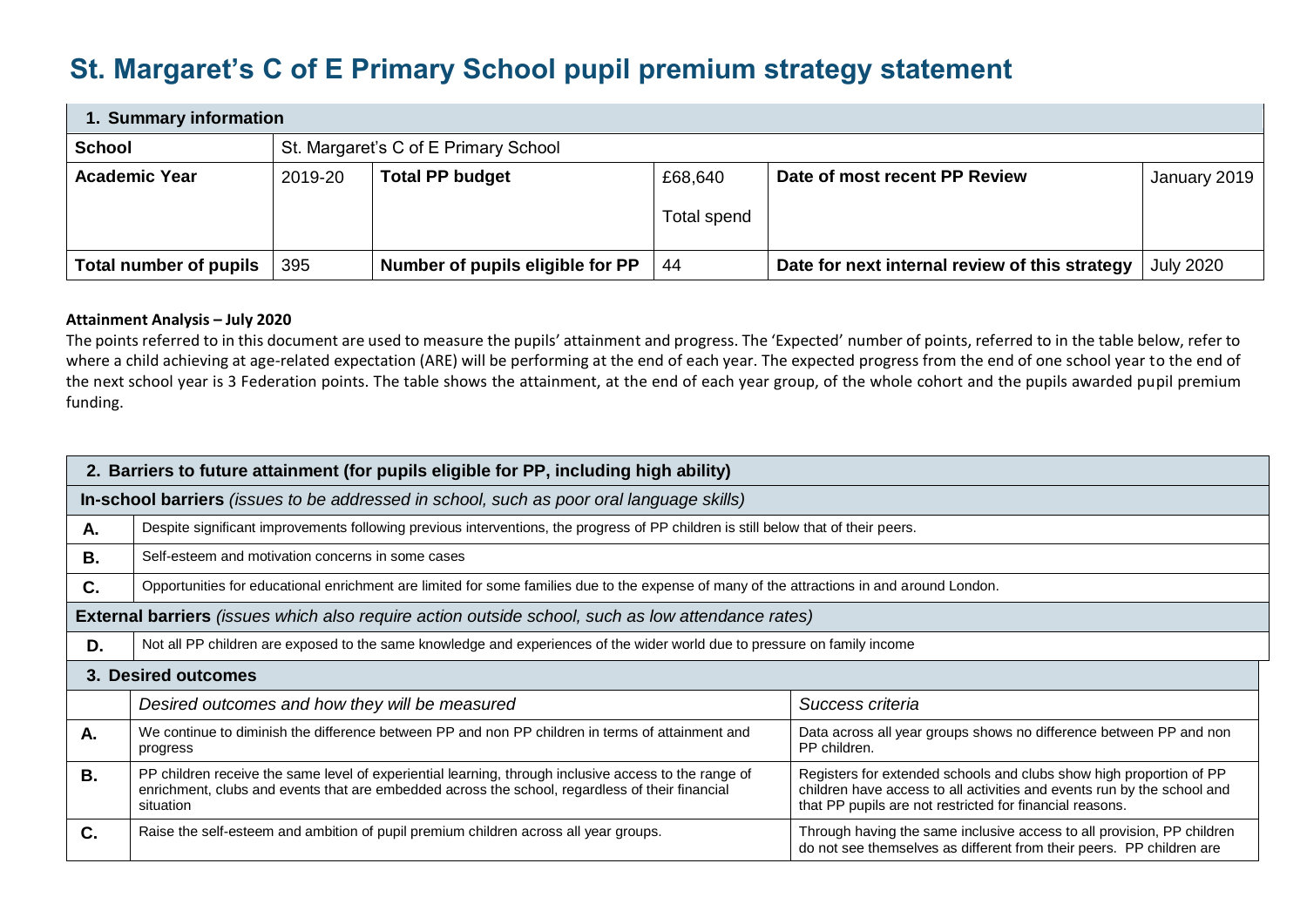# St. Margaret's C of E Primary School pupil premium strategy statement

| 1. Summary information | | | | | |
|---|---|---|---|---|---|
| **School** | St. Margaret's C of E Primary School | | | | |
| **Academic Year** | 2019-20 | **Total PP budget** | £68,640<br><br>Total spend | **Date of most recent PP Review** | January 2019 |
| **Total number of pupils** | 395 | **Number of pupils eligible for PP** | 44 | **Date for next internal review of this strategy** | July 2020 |

**Attainment Analysis – July 2020**

The points referred to in this document are used to measure the pupils' attainment and progress. The 'Expected' number of points, referred to in the table below, refer to where a child achieving at age-related expectation (ARE) will be performing at the end of each year. The expected progress from the end of one school year to the end of the next school year is 3 Federation points. The table shows the attainment, at the end of each year group, of the whole cohort and the pupils awarded pupil premium funding.

| 2. Barriers to future attainment (for pupils eligible for PP, including high ability) | |
|---|---|
| **In-school barriers** *(issues to be addressed in school, such as poor oral language skills)* | |
| **A.** | Despite significant improvements following previous interventions, the progress of PP children is still below that of their peers. |
| **B.** | Self-esteem and motivation concerns in some cases |
| **C.** | Opportunities for educational enrichment are limited for some families due to the expense of many of the attractions in and around London. |
| **External barriers** *(issues which also require action outside school, such as low attendance rates)* | |
| **D.** | Not all PP children are exposed to the same knowledge and experiences of the wider world due to pressure on family income |

| 3. Desired outcomes | | |
|---|---|---|
| | *Desired outcomes and how they will be measured* | *Success criteria* |
| **A.** | We continue to diminish the difference between PP and non PP children in terms of attainment and progress | Data across all year groups shows no difference between PP and non PP children. |
| **B.** | PP children receive the same level of experiential learning, through inclusive access to the range of enrichment, clubs and events that are embedded across the school, regardless of their financial situation | Registers for extended schools and clubs show high proportion of PP children have access to all activities and events run by the school and that PP pupils are not restricted for financial reasons. |
| **C.** | Raise the self-esteem and ambition of pupil premium children across all year groups. | Through having the same inclusive access to all provision, PP children do not see themselves as different from their peers. PP children are |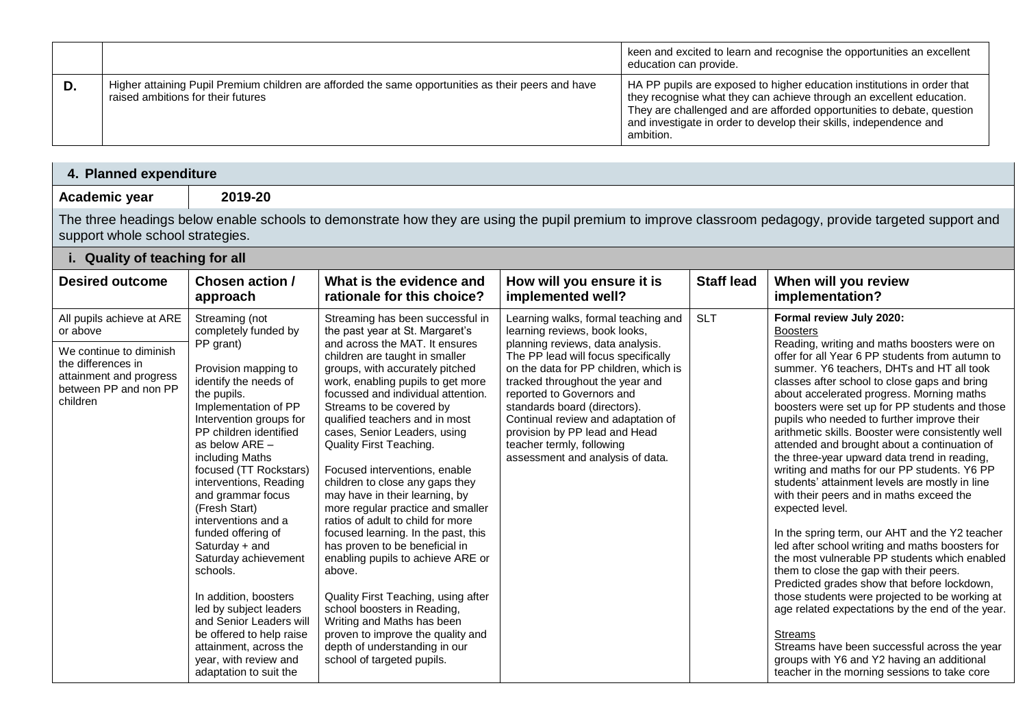| | | |
|---|---|---|
| | | keen and excited to learn and recognise the opportunities an excellent education can provide. |
| **D.** | Higher attaining Pupil Premium children are afforded the same opportunities as their peers and have raised ambitions for their futures | HA PP pupils are exposed to higher education institutions in order that they recognise what they can achieve through an excellent education. They are challenged and are afforded opportunities to debate, question and investigate in order to develop their skills, independence and ambition. |

## 4. Planned expenditure

**Academic year** **2019-20**

The three headings below enable schools to demonstrate how they are using the pupil premium to improve classroom pedagogy, provide targeted support and support whole school strategies.

### i. Quality of teaching for all

| Desired outcome | Chosen action / approach | What is the evidence and rationale for this choice? | How will you ensure it is implemented well? | Staff lead | When will you review implementation? |
|---|---|---|---|---|---|
| All pupils achieve at ARE or above<br><br>We continue to diminish the differences in attainment and progress between PP and non PP children | Streaming (not completely funded by PP grant)<br><br>Provision mapping to identify the needs of the pupils.<br>Implementation of PP Intervention groups for PP children identified as below ARE – including Maths focused (TT Rockstars) interventions, Reading and grammar focus (Fresh Start) interventions and a funded offering of Saturday + and Saturday achievement schools.<br><br>In addition, boosters led by subject leaders and Senior Leaders will be offered to help raise attainment, across the year, with review and adaptation to suit the | Streaming has been successful in the past year at St. Margaret's and across the MAT. It ensures children are taught in smaller groups, with accurately pitched work, enabling pupils to get more focussed and individual attention. Streams to be covered by qualified teachers and in most cases, Senior Leaders, using Quality First Teaching.<br><br>Focused interventions, enable children to close any gaps they may have in their learning, by more regular practice and smaller ratios of adult to child for more focused learning. In the past, this has proven to be beneficial in enabling pupils to achieve ARE or above.<br><br>Quality First Teaching, using after school boosters in Reading, Writing and Maths has been proven to improve the quality and depth of understanding in our school of targeted pupils. | Learning walks, formal teaching and learning reviews, book looks, planning reviews, data analysis. The PP lead will focus specifically on the data for PP children, which is tracked throughout the year and reported to Governors and standards board (directors). Continual review and adaptation of provision by PP lead and Head teacher termly, following assessment and analysis of data. | SLT | **Formal review July 2020:**<br>Boosters<br>Reading, writing and maths boosters were on offer for all Year 6 PP students from autumn to summer. Y6 teachers, DHTs and HT all took classes after school to close gaps and bring about accelerated progress. Morning maths boosters were set up for PP students and those pupils who needed to further improve their arithmetic skills. Booster were consistently well attended and brought about a continuation of the three-year upward data trend in reading, writing and maths for our PP students. Y6 PP students' attainment levels are mostly in line with their peers and in maths exceed the expected level.<br><br>In the spring term, our AHT and the Y2 teacher led after school writing and maths boosters for the most vulnerable PP students which enabled them to close the gap with their peers. Predicted grades show that before lockdown, those students were projected to be working at age related expectations by the end of the year.<br><br>Streams<br>Streams have been successful across the year groups with Y6 and Y2 having an additional teacher in the morning sessions to take core |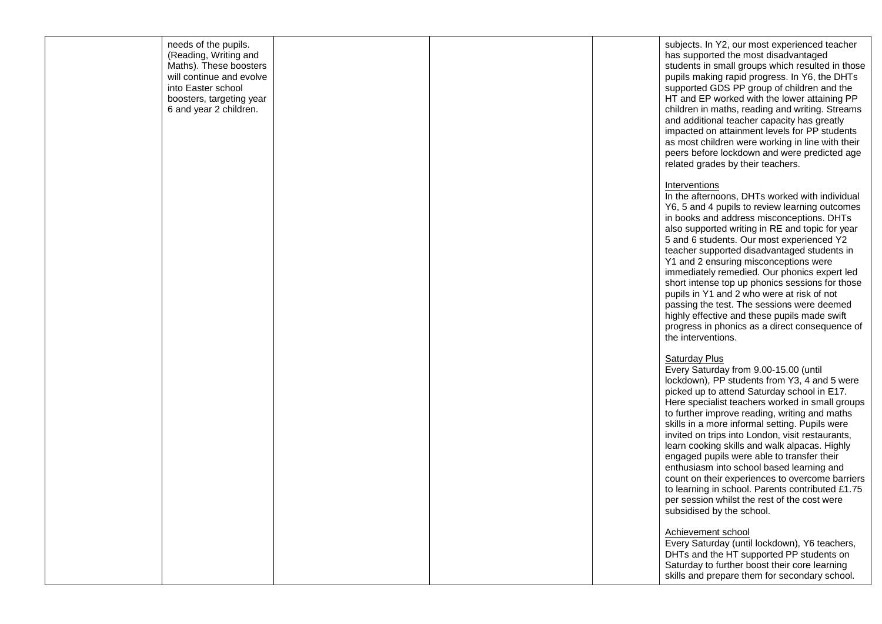| | | | | | |
|---|---|---|---|---|---|
| | needs of the pupils. (Reading, Writing and Maths). These boosters will continue and evolve into Easter school boosters, targeting year 6 and year 2 children. | | | | subjects. In Y2, our most experienced teacher has supported the most disadvantaged students in small groups which resulted in those pupils making rapid progress. In Y6, the DHTs supported GDS PP group of children and the HT and EP worked with the lower attaining PP children in maths, reading and writing. Streams and additional teacher capacity has greatly impacted on attainment levels for PP students as most children were working in line with their peers before lockdown and were predicted age related grades by their teachers.<br><br>Interventions<br>In the afternoons, DHTs worked with individual Y6, 5 and 4 pupils to review learning outcomes in books and address misconceptions. DHTs also supported writing in RE and topic for year 5 and 6 students. Our most experienced Y2 teacher supported disadvantaged students in Y1 and 2 ensuring misconceptions were immediately remedied. Our phonics expert led short intense top up phonics sessions for those pupils in Y1 and 2 who were at risk of not passing the test. The sessions were deemed highly effective and these pupils made swift progress in phonics as a direct consequence of the interventions.<br><br>Saturday Plus<br>Every Saturday from 9.00-15.00 (until lockdown), PP students from Y3, 4 and 5 were picked up to attend Saturday school in E17. Here specialist teachers worked in small groups to further improve reading, writing and maths skills in a more informal setting. Pupils were invited on trips into London, visit restaurants, learn cooking skills and walk alpacas. Highly engaged pupils were able to transfer their enthusiasm into school based learning and count on their experiences to overcome barriers to learning in school. Parents contributed £1.75 per session whilst the rest of the cost were subsidised by the school.<br><br>Achievement school<br>Every Saturday (until lockdown), Y6 teachers, DHTs and the HT supported PP students on Saturday to further boost their core learning skills and prepare them for secondary school. |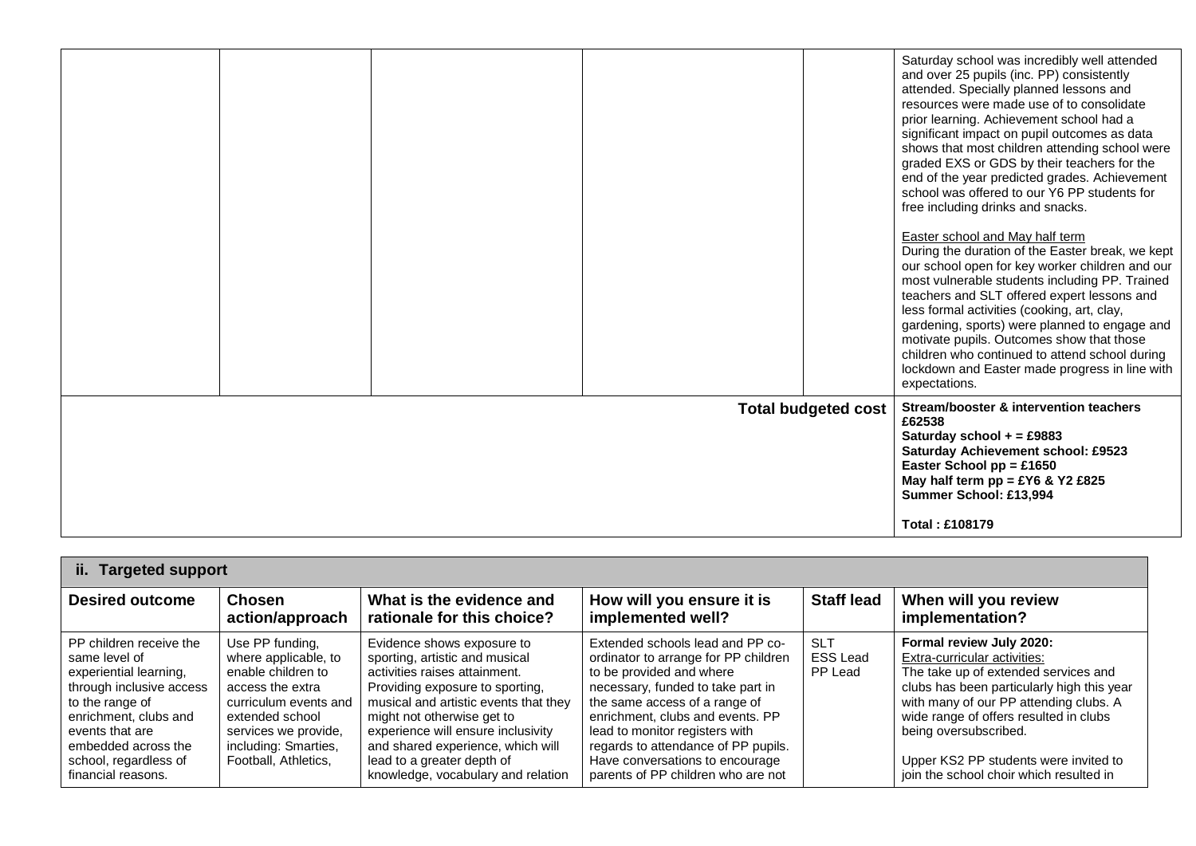| | | | | | |
|---|---|---|---|---|---|
| | | | | | Saturday school was incredibly well attended and over 25 pupils (inc. PP) consistently attended. Specially planned lessons and resources were made use of to consolidate prior learning. Achievement school had a significant impact on pupil outcomes as data shows that most children attending school were graded EXS or GDS by their teachers for the end of the year predicted grades. Achievement school was offered to our Y6 PP students for free including drinks and snacks.<br><br>Easter school and May half term<br>During the duration of the Easter break, we kept our school open for key worker children and our most vulnerable students including PP. Trained teachers and SLT offered expert lessons and less formal activities (cooking, art, clay, gardening, sports) were planned to engage and motivate pupils. Outcomes show that those children who continued to attend school during lockdown and Easter made progress in line with expectations. |
| | | | | **Total budgeted cost** | **Stream/booster & intervention teachers £62538**<br>**Saturday school + = £9883**<br>**Saturday Achievement school: £9523**<br>**Easter School pp = £1650**<br>**May half term pp = £Y6 & Y2 £825**<br>**Summer School: £13,994**<br><br>**Total : £108179** |

**ii. Targeted support**

| Desired outcome | Chosen action/approach | What is the evidence and rationale for this choice? | How will you ensure it is implemented well? | Staff lead | When will you review implementation? |
|---|---|---|---|---|---|
| PP children receive the same level of experiential learning, through inclusive access to the range of enrichment, clubs and events that are embedded across the school, regardless of financial reasons. | Use PP funding, where applicable, to enable children to access the extra curriculum events and extended school services we provide, including: Smarties, Football, Athletics, | Evidence shows exposure to sporting, artistic and musical activities raises attainment. Providing exposure to sporting, musical and artistic events that they might not otherwise get to experience will ensure inclusivity and shared experience, which will lead to a greater depth of knowledge, vocabulary and relation | Extended schools lead and PP co-ordinator to arrange for PP children to be provided and where necessary, funded to take part in the same access of a range of enrichment, clubs and events. PP lead to monitor registers with regards to attendance of PP pupils. Have conversations to encourage parents of PP children who are not | SLT<br>ESS Lead<br>PP Lead | **Formal review July 2020:**<br>Extra-curricular activities:<br>The take up of extended services and clubs has been particularly high this year with many of our PP attending clubs. A wide range of offers resulted in clubs being oversubscribed.<br><br>Upper KS2 PP students were invited to join the school choir which resulted in |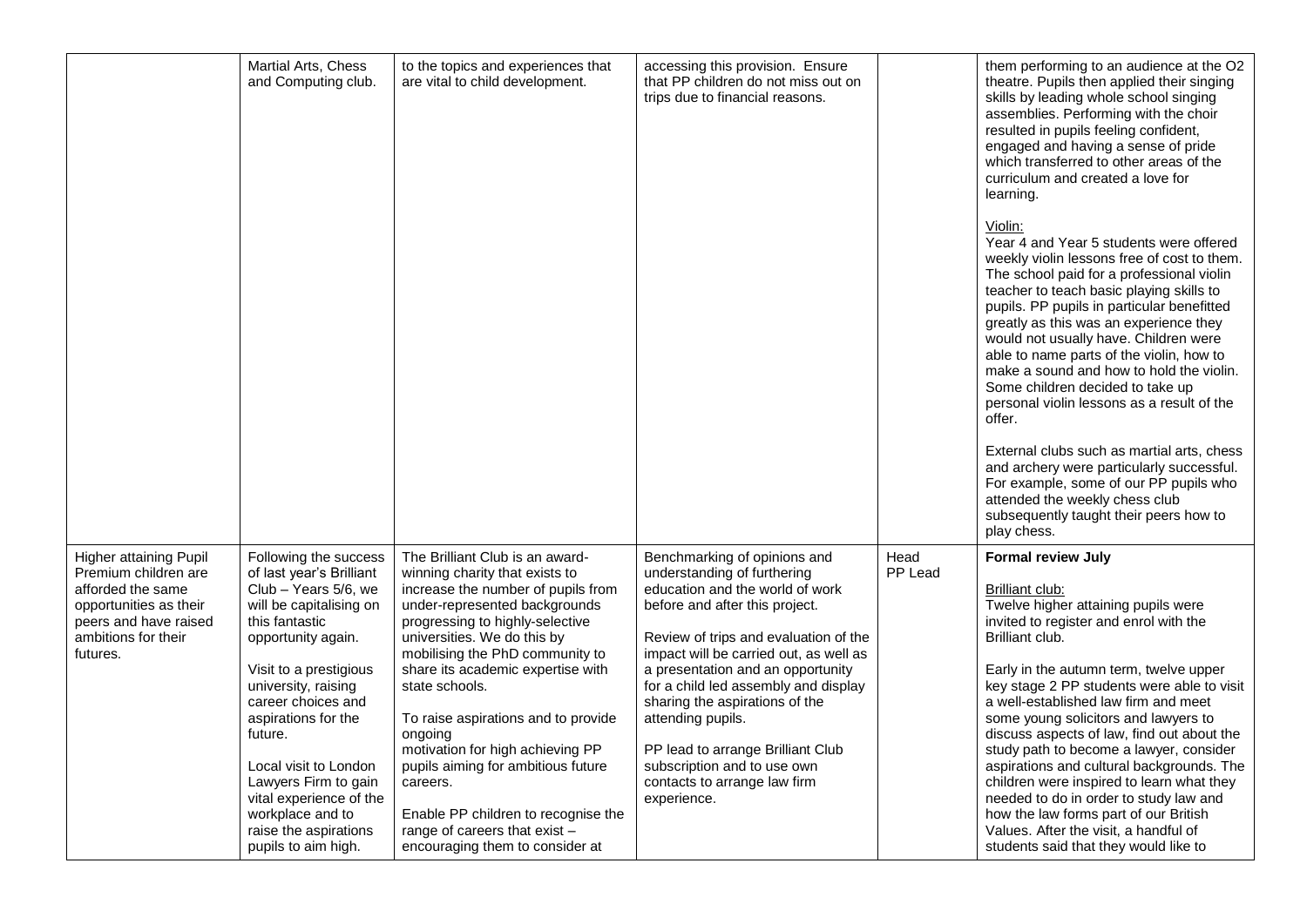| | | | | | |
|---|---|---|---|---|---|
| | Martial Arts, Chess and Computing club. | to the topics and experiences that are vital to child development. | accessing this provision. Ensure that PP children do not miss out on trips due to financial reasons. | | them performing to an audience at the O2 theatre. Pupils then applied their singing skills by leading whole school singing assemblies. Performing with the choir resulted in pupils feeling confident, engaged and having a sense of pride which transferred to other areas of the curriculum and created a love for learning.<br><br>Violin:<br>Year 4 and Year 5 students were offered weekly violin lessons free of cost to them. The school paid for a professional violin teacher to teach basic playing skills to pupils. PP pupils in particular benefitted greatly as this was an experience they would not usually have. Children were able to name parts of the violin, how to make a sound and how to hold the violin. Some children decided to take up personal violin lessons as a result of the offer.<br><br>External clubs such as martial arts, chess and archery were particularly successful. For example, some of our PP pupils who attended the weekly chess club subsequently taught their peers how to play chess. |
| Higher attaining Pupil Premium children are afforded the same opportunities as their peers and have raised ambitions for their futures. | Following the success of last year's Brilliant Club – Years 5/6, we will be capitalising on this fantastic opportunity again.<br><br>Visit to a prestigious university, raising career choices and aspirations for the future.<br><br>Local visit to London Lawyers Firm to gain vital experience of the workplace and to raise the aspirations pupils to aim high. | The Brilliant Club is an award-winning charity that exists to increase the number of pupils from under-represented backgrounds progressing to highly-selective universities. We do this by mobilising the PhD community to share its academic expertise with state schools.<br><br>To raise aspirations and to provide ongoing motivation for high achieving PP pupils aiming for ambitious future careers.<br><br>Enable PP children to recognise the range of careers that exist – encouraging them to consider at | Benchmarking of opinions and understanding of furthering education and the world of work before and after this project.<br><br>Review of trips and evaluation of the impact will be carried out, as well as a presentation and an opportunity for a child led assembly and display sharing the aspirations of the attending pupils.<br><br>PP lead to arrange Brilliant Club subscription and to use own contacts to arrange law firm experience. | Head PP Lead | **Formal review July**<br><br>Brilliant club:<br>Twelve higher attaining pupils were invited to register and enrol with the Brilliant club.<br><br>Early in the autumn term, twelve upper key stage 2 PP students were able to visit a well-established law firm and meet some young solicitors and lawyers to discuss aspects of law, find out about the study path to become a lawyer, consider aspirations and cultural backgrounds. The children were inspired to learn what they needed to do in order to study law and how the law forms part of our British Values. After the visit, a handful of students said that they would like to |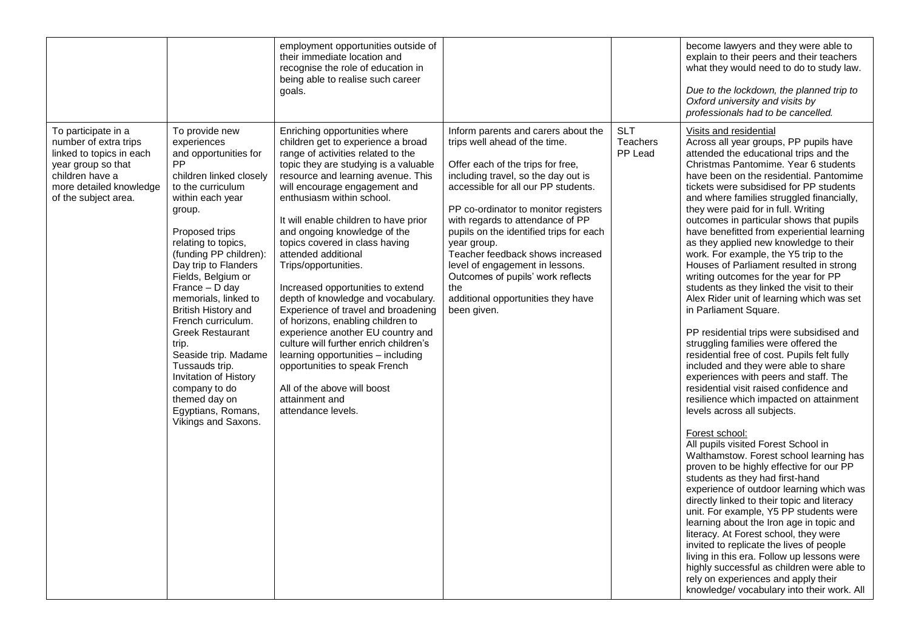| | | | | | |
|---|---|---|---|---|---|
| | | employment opportunities outside of their immediate location and recognise the role of education in being able to realise such career goals. | | | become lawyers and they were able to explain to their peers and their teachers what they would need to do to study law.<br><br>*Due to the lockdown, the planned trip to Oxford university and visits by professionals had to be cancelled.* |
| To participate in a number of extra trips linked to topics in each year group so that children have a more detailed knowledge of the subject area. | To provide new experiences and opportunities for PP children linked closely to the curriculum within each year group.<br><br>Proposed trips relating to topics, (funding PP children): Day trip to Flanders Fields, Belgium or France – D day memorials, linked to British History and French curriculum. Greek Restaurant trip. Seaside trip. Madame Tussauds trip. Invitation of History company to do themed day on Egyptians, Romans, Vikings and Saxons. | Enriching opportunities where children get to experience a broad range of activities related to the topic they are studying is a valuable resource and learning avenue. This will encourage engagement and enthusiasm within school.<br><br>It will enable children to have prior and ongoing knowledge of the topics covered in class having attended additional Trips/opportunities.<br><br>Increased opportunities to extend depth of knowledge and vocabulary. Experience of travel and broadening of horizons, enabling children to experience another EU country and culture will further enrich children's learning opportunities – including opportunities to speak French<br><br>All of the above will boost attainment and attendance levels. | Inform parents and carers about the trips well ahead of the time.<br><br>Offer each of the trips for free, including travel, so the day out is accessible for all our PP students.<br><br>PP co-ordinator to monitor registers with regards to attendance of PP pupils on the identified trips for each year group.<br>Teacher feedback shows increased level of engagement in lessons. Outcomes of pupils' work reflects the additional opportunities they have been given. | SLT Teachers PP Lead | Visits and residential<br>Across all year groups, PP pupils have attended the educational trips and the Christmas Pantomime. Year 6 students have been on the residential. Pantomime tickets were subsidised for PP students and where families struggled financially, they were paid for in full. Writing outcomes in particular shows that pupils have benefitted from experiential learning as they applied new knowledge to their work. For example, the Y5 trip to the Houses of Parliament resulted in strong writing outcomes for the year for PP students as they linked the visit to their Alex Rider unit of learning which was set in Parliament Square.<br><br>PP residential trips were subsidised and struggling families were offered the residential free of cost. Pupils felt fully included and they were able to share experiences with peers and staff. The residential visit raised confidence and resilience which impacted on attainment levels across all subjects.<br><br>Forest school:<br>All pupils visited Forest School in Walthamstow. Forest school learning has proven to be highly effective for our PP students as they had first-hand experience of outdoor learning which was directly linked to their topic and literacy unit. For example, Y5 PP students were learning about the Iron age in topic and literacy. At Forest school, they were invited to replicate the lives of people living in this era. Follow up lessons were highly successful as children were able to rely on experiences and apply their knowledge/ vocabulary into their work. All |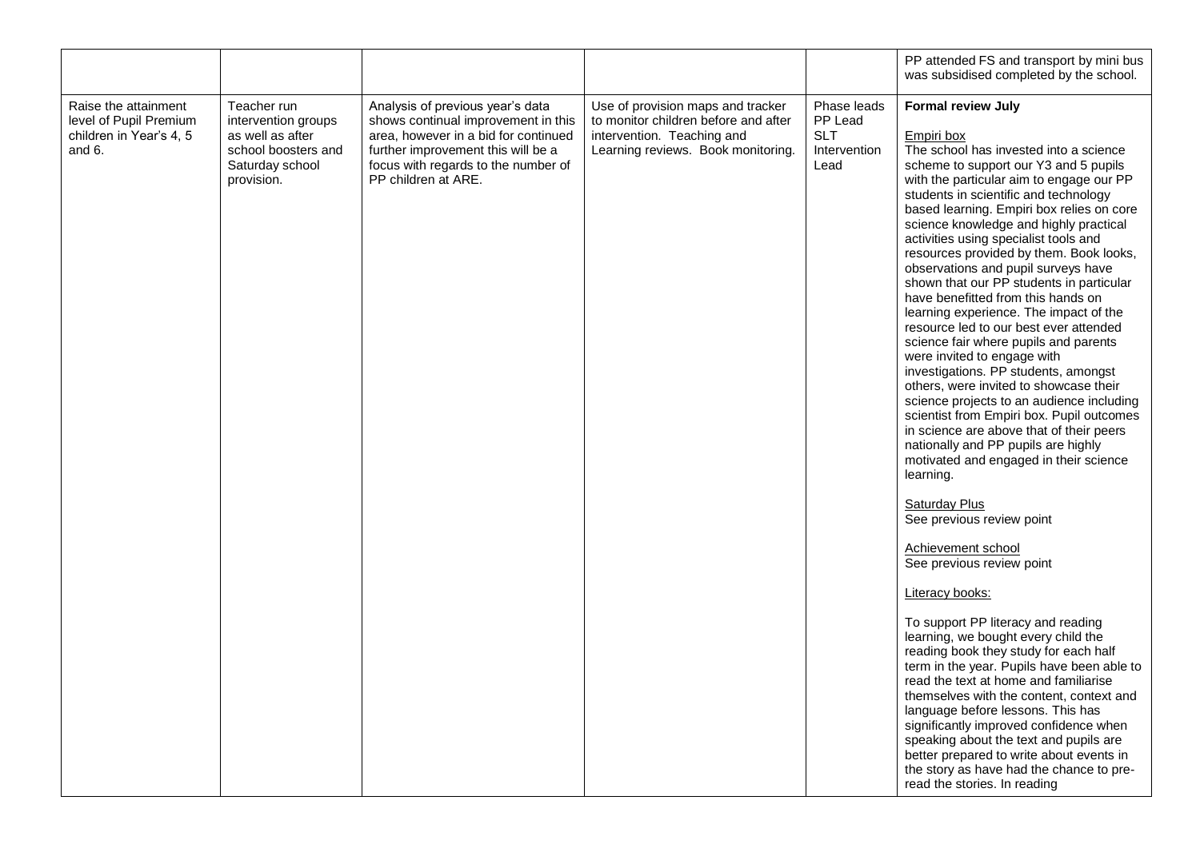| | | | | | |
|---|---|---|---|---|---|
| | | | | | PP attended FS and transport by mini bus was subsidised completed by the school. |
| Raise the attainment level of Pupil Premium children in Year's 4, 5 and 6. | Teacher run intervention groups as well as after school boosters and Saturday school provision. | Analysis of previous year's data shows continual improvement in this area, however in a bid for continued further improvement this will be a focus with regards to the number of PP children at ARE. | Use of provision maps and tracker to monitor children before and after intervention. Teaching and Learning reviews. Book monitoring. | Phase leads PP Lead SLT Intervention Lead | **Formal review July**<br><br>Empiri box<br>The school has invested into a science scheme to support our Y3 and 5 pupils with the particular aim to engage our PP students in scientific and technology based learning. Empiri box relies on core science knowledge and highly practical activities using specialist tools and resources provided by them. Book looks, observations and pupil surveys have shown that our PP students in particular have benefitted from this hands on learning experience. The impact of the resource led to our best ever attended science fair where pupils and parents were invited to engage with investigations. PP students, amongst others, were invited to showcase their science projects to an audience including scientist from Empiri box. Pupil outcomes in science are above that of their peers nationally and PP pupils are highly motivated and engaged in their science learning.<br><br>Saturday Plus<br>See previous review point<br><br>Achievement school<br>See previous review point<br><br>Literacy books:<br><br>To support PP literacy and reading learning, we bought every child the reading book they study for each half term in the year. Pupils have been able to read the text at home and familiarise themselves with the content, context and language before lessons. This has significantly improved confidence when speaking about the text and pupils are better prepared to write about events in the story as have had the chance to pre-read the stories. In reading |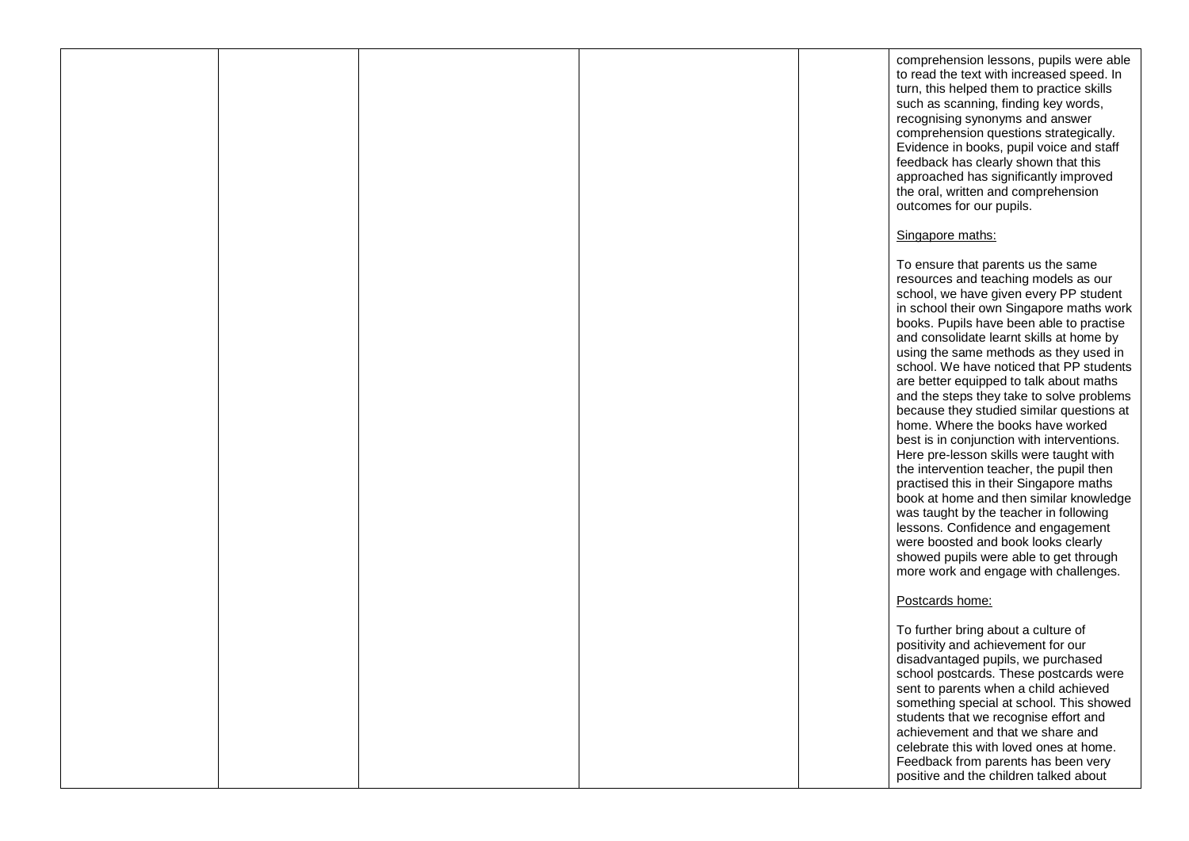| | | | | | |
|---|---|---|---|---|---|
| | | | | | comprehension lessons, pupils were able to read the text with increased speed. In turn, this helped them to practice skills such as scanning, finding key words, recognising synonyms and answer comprehension questions strategically. Evidence in books, pupil voice and staff feedback has clearly shown that this approached has significantly improved the oral, written and comprehension outcomes for our pupils.<br><br><u>Singapore maths:</u><br><br>To ensure that parents us the same resources and teaching models as our school, we have given every PP student in school their own Singapore maths work books. Pupils have been able to practise and consolidate learnt skills at home by using the same methods as they used in school. We have noticed that PP students are better equipped to talk about maths and the steps they take to solve problems because they studied similar questions at home. Where the books have worked best is in conjunction with interventions. Here pre-lesson skills were taught with the intervention teacher, the pupil then practised this in their Singapore maths book at home and then similar knowledge was taught by the teacher in following lessons. Confidence and engagement were boosted and book looks clearly showed pupils were able to get through more work and engage with challenges.<br><br><u>Postcards home:</u><br><br>To further bring about a culture of positivity and achievement for our disadvantaged pupils, we purchased school postcards. These postcards were sent to parents when a child achieved something special at school. This showed students that we recognise effort and achievement and that we share and celebrate this with loved ones at home. Feedback from parents has been very positive and the children talked about |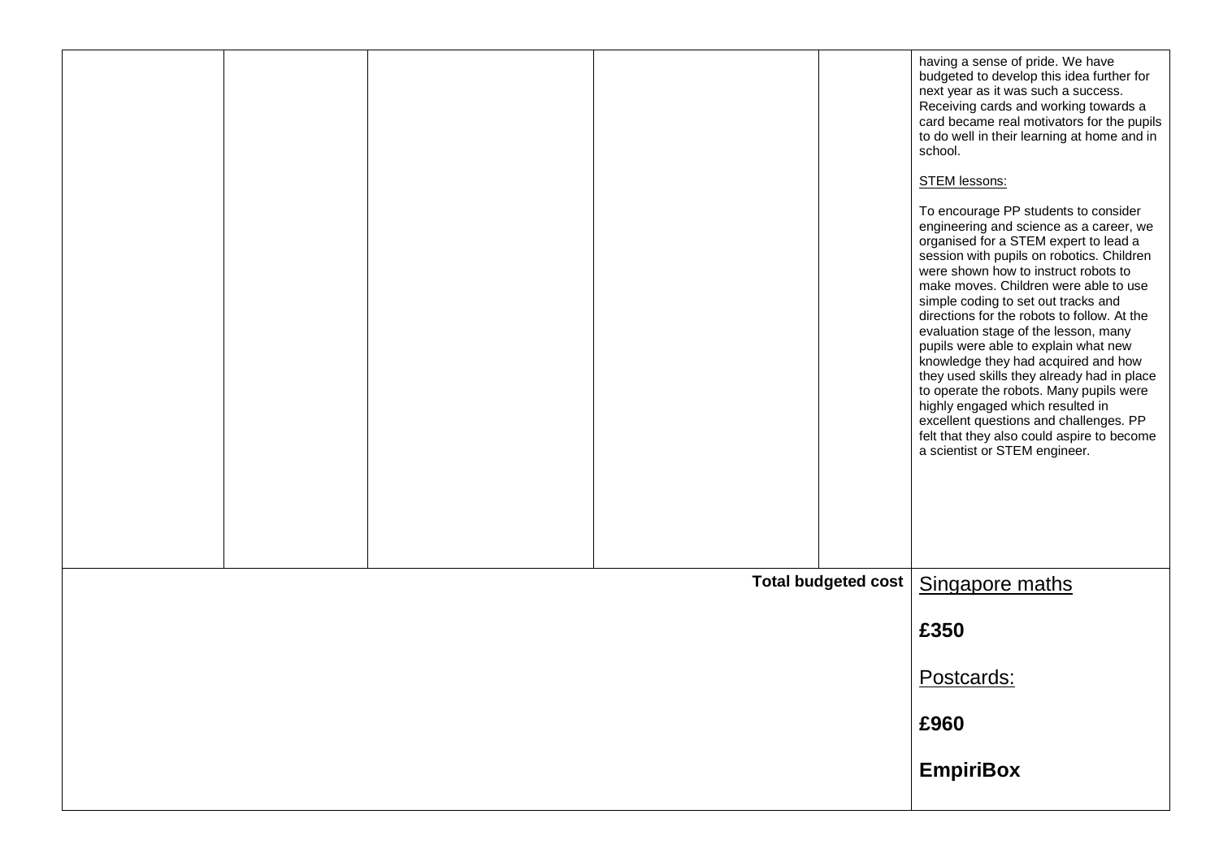| | | | | | |
|---|---|---|---|---|---|
| | | | | | having a sense of pride. We have budgeted to develop this idea further for next year as it was such a success. Receiving cards and working towards a card became real motivators for the pupils to do well in their learning at home and in school.<br><br>STEM lessons:<br><br>To encourage PP students to consider engineering and science as a career, we organised for a STEM expert to lead a session with pupils on robotics. Children were shown how to instruct robots to make moves. Children were able to use simple coding to set out tracks and directions for the robots to follow. At the evaluation stage of the lesson, many pupils were able to explain what new knowledge they had acquired and how they used skills they already had in place to operate the robots. Many pupils were highly engaged which resulted in excellent questions and challenges. PP felt that they also could aspire to become a scientist or STEM engineer. |
| | | | | **Total budgeted cost** | Singapore maths<br><br>**£350**<br><br>Postcards:<br><br>**£960**<br><br>**EmpiriBox** |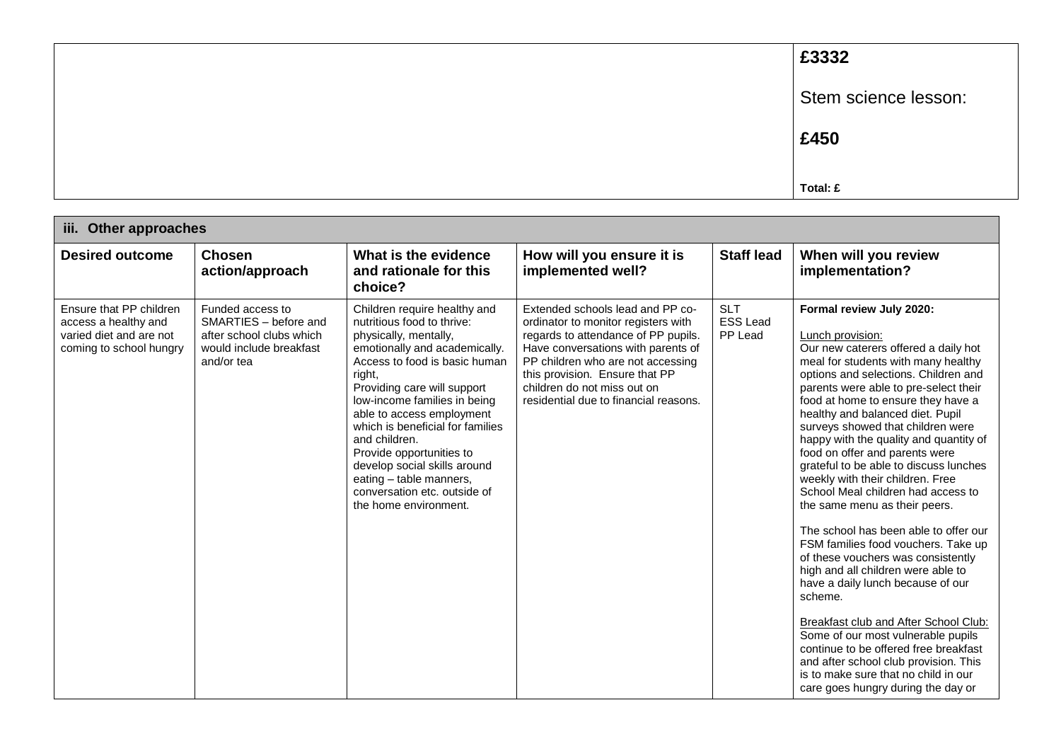| | |
|---|---|
| | **£3332**<br><br>Stem science lesson:<br><br>**£450**<br><br>**Total: £** |

**iii. Other approaches**

| Desired outcome | Chosen action/approach | What is the evidence and rationale for this choice? | How will you ensure it is implemented well? | Staff lead | When will you review implementation? |
|---|---|---|---|---|---|
| Ensure that PP children access a healthy and varied diet and are not coming to school hungry | Funded access to SMARTIES – before and after school clubs which would include breakfast and/or tea | Children require healthy and nutritious food to thrive: physically, mentally, emotionally and academically. Access to food is basic human right,<br>Providing care will support low-income families in being able to access employment which is beneficial for families and children.<br>Provide opportunities to develop social skills around eating – table manners, conversation etc. outside of the home environment. | Extended schools lead and PP co-ordinator to monitor registers with regards to attendance of PP pupils. Have conversations with parents of PP children who are not accessing this provision. Ensure that PP children do not miss out on residential due to financial reasons. | SLT<br>ESS Lead<br>PP Lead | **Formal review July 2020:**<br><br>Lunch provision:<br>Our new caterers offered a daily hot meal for students with many healthy options and selections. Children and parents were able to pre-select their food at home to ensure they have a healthy and balanced diet. Pupil surveys showed that children were happy with the quality and quantity of food on offer and parents were grateful to be able to discuss lunches weekly with their children. Free School Meal children had access to the same menu as their peers.<br><br>The school has been able to offer our FSM families food vouchers. Take up of these vouchers was consistently high and all children were able to have a daily lunch because of our scheme.<br><br>Breakfast club and After School Club:<br>Some of our most vulnerable pupils continue to be offered free breakfast and after school club provision. This is to make sure that no child in our care goes hungry during the day or |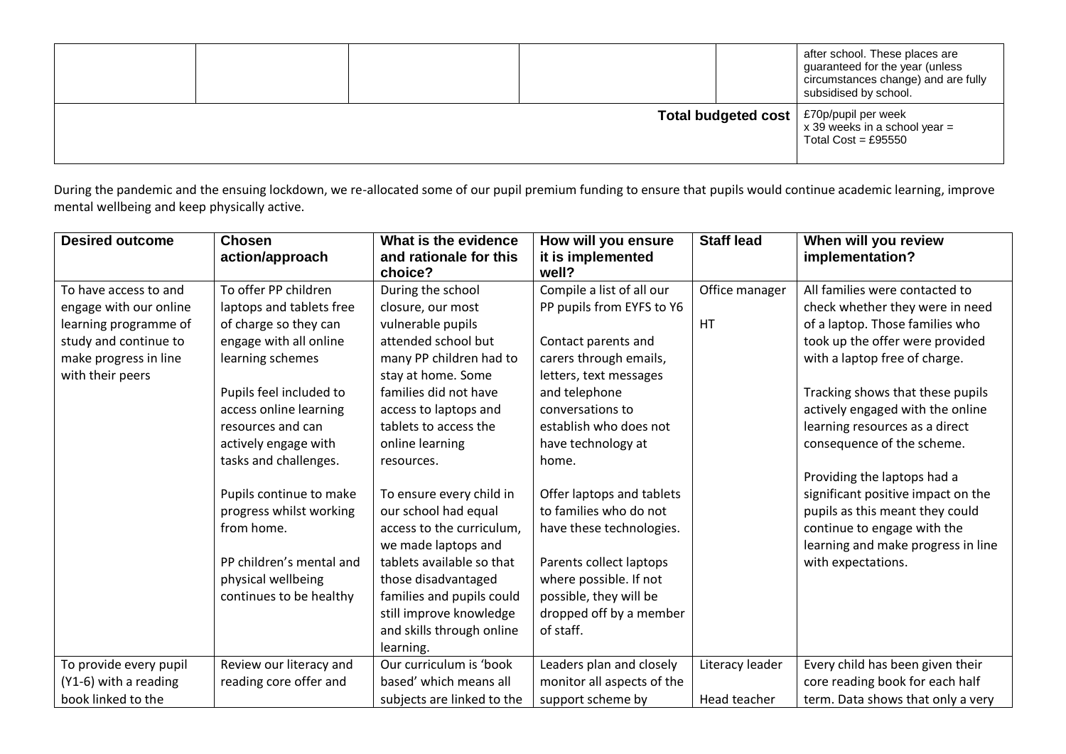| | | | | | |
|---|---|---|---|---|---|
| | | | | | after school. These places are guaranteed for the year (unless circumstances change) and are fully subsidised by school. |
| | | | | **Total budgeted cost** | £70p/pupil per week x 39 weeks in a school year = Total Cost = £95550 |

During the pandemic and the ensuing lockdown, we re-allocated some of our pupil premium funding to ensure that pupils would continue academic learning, improve mental wellbeing and keep physically active.

| Desired outcome | Chosen action/approach | What is the evidence and rationale for this choice? | How will you ensure it is implemented well? | Staff lead | When will you review implementation? |
|---|---|---|---|---|---|
| To have access to and engage with our online learning programme of study and continue to make progress in line with their peers | To offer PP children laptops and tablets free of charge so they can engage with all online learning schemes<br><br>Pupils feel included to access online learning resources and can actively engage with tasks and challenges.<br><br>Pupils continue to make progress whilst working from home.<br><br>PP children's mental and physical wellbeing continues to be healthy | During the school closure, our most vulnerable pupils attended school but many PP children had to stay at home. Some families did not have access to laptops and tablets to access the online learning resources.<br><br>To ensure every child in our school had equal access to the curriculum, we made laptops and tablets available so that those disadvantaged families and pupils could still improve knowledge and skills through online learning. | Compile a list of all our PP pupils from EYFS to Y6<br><br>Contact parents and carers through emails, letters, text messages and telephone conversations to establish who does not have technology at home.<br><br>Offer laptops and tablets to families who do not have these technologies.<br><br>Parents collect laptops where possible. If not possible, they will be dropped off by a member of staff. | Office manager<br><br>HT | All families were contacted to check whether they were in need of a laptop. Those families who took up the offer were provided with a laptop free of charge.<br><br>Tracking shows that these pupils actively engaged with the online learning resources as a direct consequence of the scheme.<br><br>Providing the laptops had a significant positive impact on the pupils as this meant they could continue to engage with the learning and make progress in line with expectations. |
| To provide every pupil (Y1-6) with a reading book linked to the | Review our literacy and reading core offer and | Our curriculum is 'book based' which means all subjects are linked to the | Leaders plan and closely monitor all aspects of the support scheme by | Literacy leader<br><br>Head teacher | Every child has been given their core reading book for each half term. Data shows that only a very |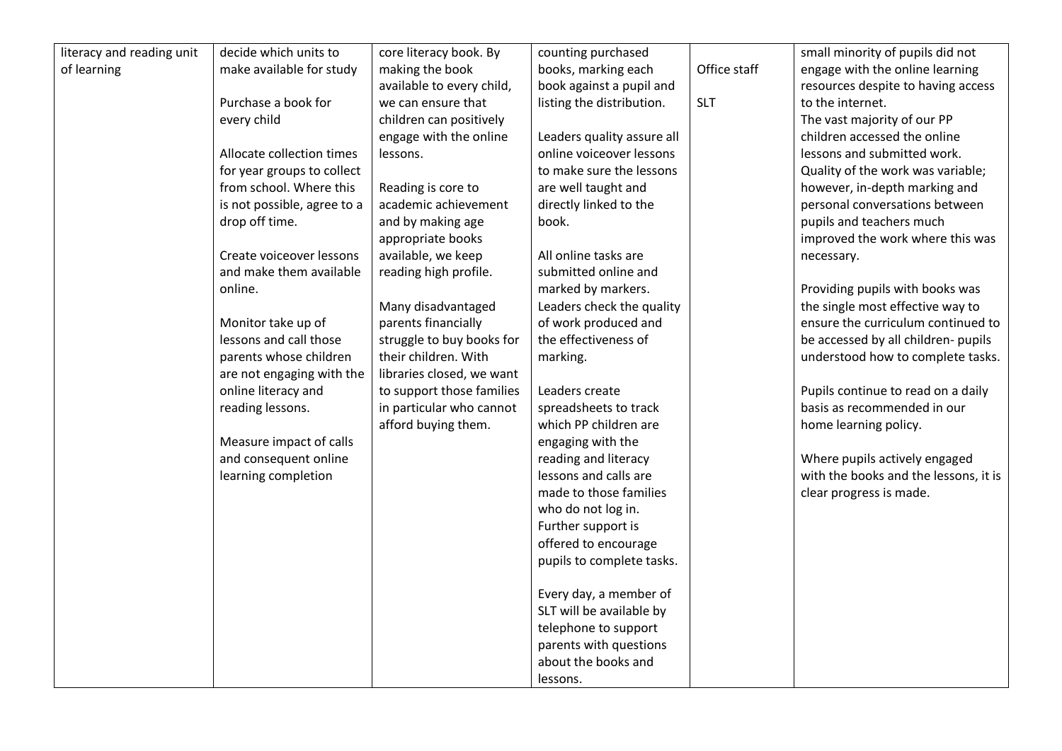| | | | | | |
|---|---|---|---|---|---|
| literacy and reading unit of learning | decide which units to make available for study<br><br>Purchase a book for every child<br><br>Allocate collection times for year groups to collect from school. Where this is not possible, agree to a drop off time.<br><br>Create voiceover lessons and make them available online.<br><br>Monitor take up of lessons and call those parents whose children are not engaging with the online literacy and reading lessons.<br><br>Measure impact of calls and consequent online learning completion | core literacy book. By making the book available to every child, we can ensure that children can positively engage with the online lessons.<br><br>Reading is core to academic achievement and by making age appropriate books available, we keep reading high profile.<br><br>Many disadvantaged parents financially struggle to buy books for their children. With libraries closed, we want to support those families in particular who cannot afford buying them. | counting purchased books, marking each book against a pupil and listing the distribution.<br><br>Leaders quality assure all online voiceover lessons to make sure the lessons are well taught and directly linked to the book.<br><br>All online tasks are submitted online and marked by markers. Leaders check the quality of work produced and the effectiveness of marking.<br><br>Leaders create spreadsheets to track which PP children are engaging with the reading and literacy lessons and calls are made to those families who do not log in. Further support is offered to encourage pupils to complete tasks.<br><br>Every day, a member of SLT will be available by telephone to support parents with questions about the books and lessons. | Office staff<br><br>SLT | small minority of pupils did not engage with the online learning resources despite to having access to the internet.<br>The vast majority of our PP children accessed the online lessons and submitted work.<br>Quality of the work was variable; however, in-depth marking and personal conversations between pupils and teachers much improved the work where this was necessary.<br><br>Providing pupils with books was the single most effective way to ensure the curriculum continued to be accessed by all children- pupils understood how to complete tasks.<br><br>Pupils continue to read on a daily basis as recommended in our home learning policy.<br><br>Where pupils actively engaged with the books and the lessons, it is clear progress is made. |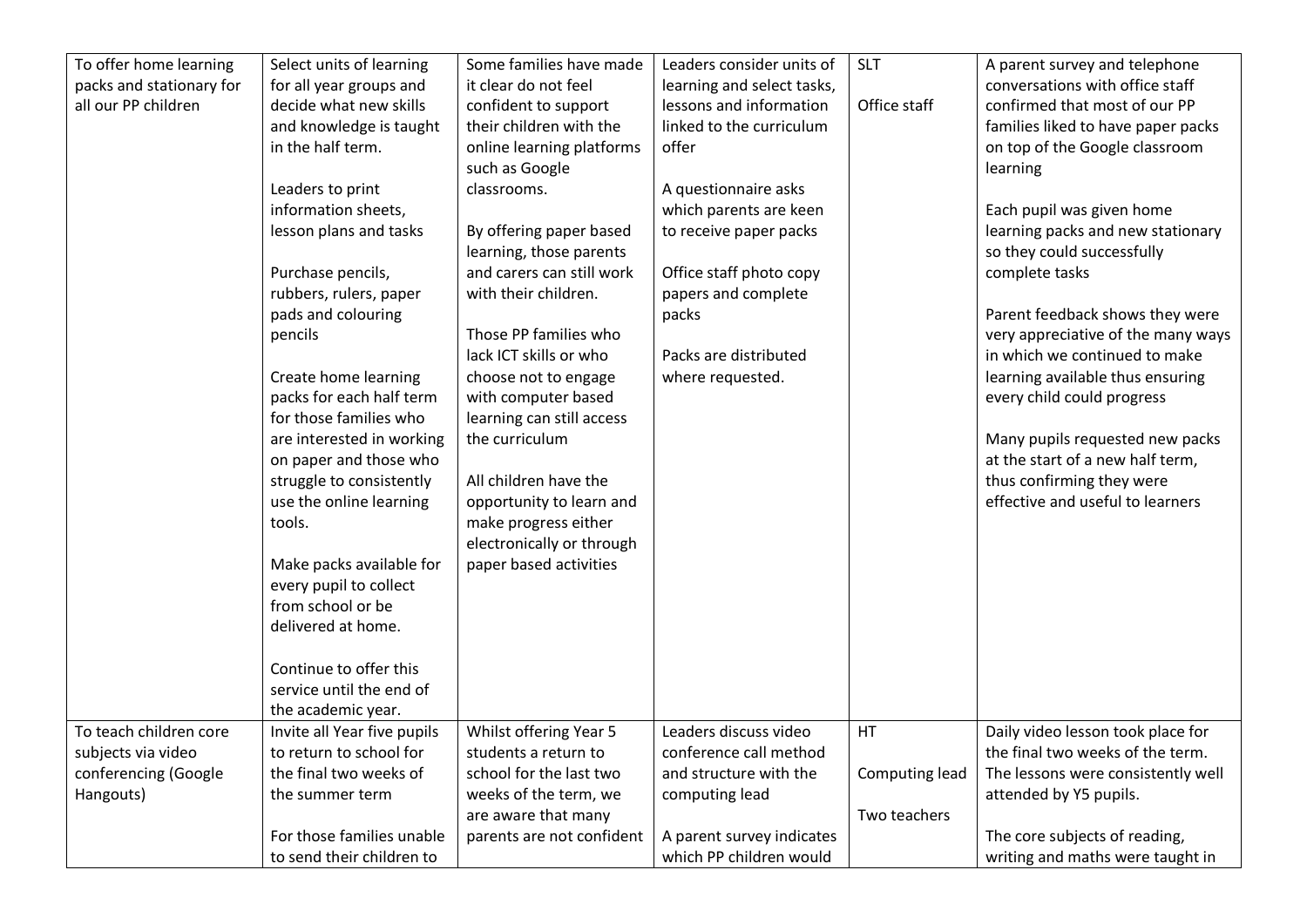| | | | | | |
|---|---|---|---|---|---|
| To offer home learning packs and stationary for all our PP children | Select units of learning for all year groups and decide what new skills and knowledge is taught in the half term.<br><br>Leaders to print information sheets, lesson plans and tasks<br><br>Purchase pencils, rubbers, rulers, paper pads and colouring pencils<br><br>Create home learning packs for each half term for those families who are interested in working on paper and those who struggle to consistently use the online learning tools.<br><br>Make packs available for every pupil to collect from school or be delivered at home.<br><br>Continue to offer this service until the end of the academic year. | Some families have made it clear do not feel confident to support their children with the online learning platforms such as Google classrooms.<br><br>By offering paper based learning, those parents and carers can still work with their children.<br><br>Those PP families who lack ICT skills or who choose not to engage with computer based learning can still access the curriculum<br><br>All children have the opportunity to learn and make progress either electronically or through paper based activities | Leaders consider units of learning and select tasks, lessons and information linked to the curriculum offer<br><br>A questionnaire asks which parents are keen to receive paper packs<br><br>Office staff photo copy papers and complete packs<br><br>Packs are distributed where requested. | SLT<br><br>Office staff | A parent survey and telephone conversations with office staff confirmed that most of our PP families liked to have paper packs on top of the Google classroom learning<br><br>Each pupil was given home learning packs and new stationary so they could successfully complete tasks<br><br>Parent feedback shows they were very appreciative of the many ways in which we continued to make learning available thus ensuring every child could progress<br><br>Many pupils requested new packs at the start of a new half term, thus confirming they were effective and useful to learners |
| To teach children core subjects via video conferencing (Google Hangouts) | Invite all Year five pupils to return to school for the final two weeks of the summer term<br><br>For those families unable to send their children to | Whilst offering Year 5 students a return to school for the last two weeks of the term, we are aware that many parents are not confident | Leaders discuss video conference call method and structure with the computing lead<br><br>A parent survey indicates which PP children would | HT<br><br>Computing lead<br><br>Two teachers | Daily video lesson took place for the final two weeks of the term. The lessons were consistently well attended by Y5 pupils.<br><br>The core subjects of reading, writing and maths were taught in |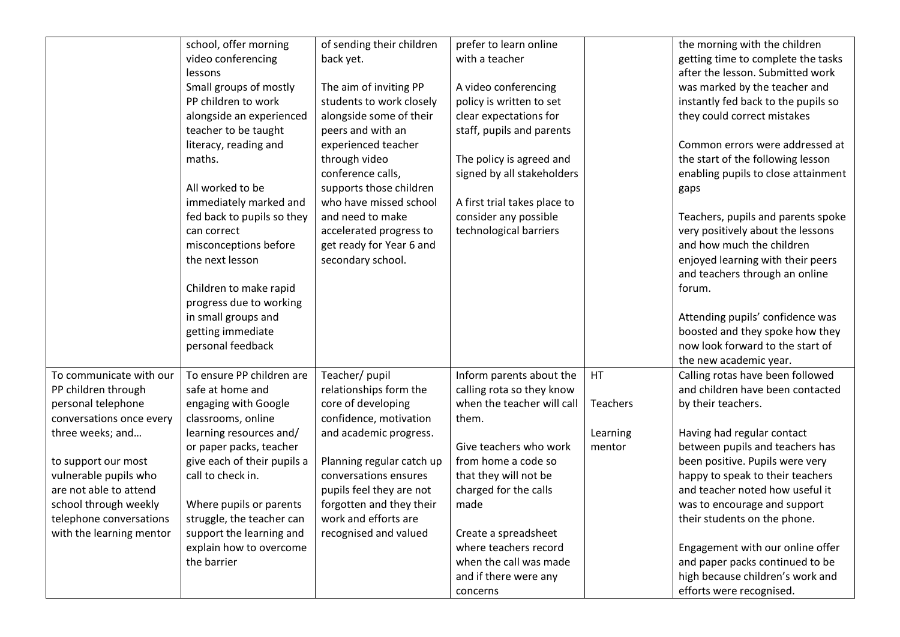| | | | | | |
|---|---|---|---|---|---|
| | school, offer morning video conferencing lessons<br>Small groups of mostly PP children to work alongside an experienced teacher to be taught literacy, reading and maths.<br><br>All worked to be immediately marked and fed back to pupils so they can correct misconceptions before the next lesson<br><br>Children to make rapid progress due to working in small groups and getting immediate personal feedback | of sending their children back yet.<br><br>The aim of inviting PP students to work closely alongside some of their peers and with an experienced teacher through video conference calls, supports those children who have missed school and need to make accelerated progress to get ready for Year 6 and secondary school. | prefer to learn online with a teacher<br><br>A video conferencing policy is written to set clear expectations for staff, pupils and parents<br><br>The policy is agreed and signed by all stakeholders<br><br>A first trial takes place to consider any possible technological barriers | | the morning with the children getting time to complete the tasks after the lesson. Submitted work was marked by the teacher and instantly fed back to the pupils so they could correct mistakes<br><br>Common errors were addressed at the start of the following lesson enabling pupils to close attainment gaps<br><br>Teachers, pupils and parents spoke very positively about the lessons and how much the children enjoyed learning with their peers and teachers through an online forum.<br><br>Attending pupils' confidence was boosted and they spoke how they now look forward to the start of the new academic year. |
| To communicate with our PP children through personal telephone conversations once every three weeks; and…<br><br>to support our most vulnerable pupils who are not able to attend school through weekly telephone conversations with the learning mentor | To ensure PP children are safe at home and engaging with Google classrooms, online learning resources and/ or paper packs, teacher give each of their pupils a call to check in.<br><br>Where pupils or parents struggle, the teacher can support the learning and explain how to overcome the barrier | Teacher/ pupil relationships form the core of developing confidence, motivation and academic progress.<br><br>Planning regular catch up conversations ensures pupils feel they are not forgotten and they their work and efforts are recognised and valued | Inform parents about the calling rota so they know when the teacher will call them.<br><br>Give teachers who work from home a code so that they will not be charged for the calls made<br><br>Create a spreadsheet where teachers record when the call was made and if there were any concerns | HT<br><br>Teachers<br><br>Learning mentor | Calling rotas have been followed and children have been contacted by their teachers.<br><br>Having had regular contact between pupils and teachers has been positive. Pupils were very happy to speak to their teachers and teacher noted how useful it was to encourage and support their students on the phone.<br><br>Engagement with our online offer and paper packs continued to be high because children's work and efforts were recognised. |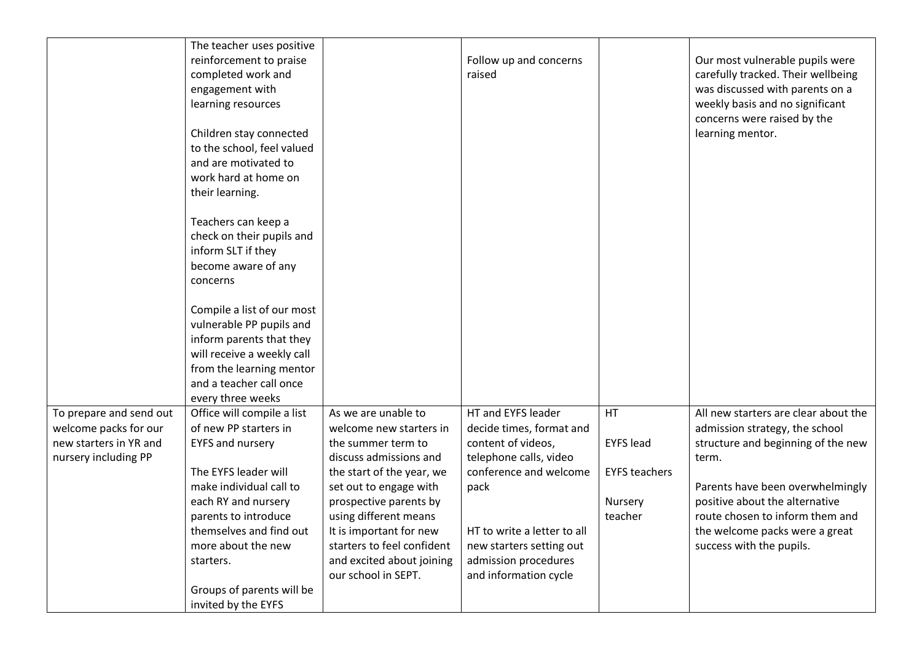| | | | | | |
|---|---|---|---|---|---|
| | The teacher uses positive reinforcement to praise completed work and engagement with learning resources<br><br>Children stay connected to the school, feel valued and are motivated to work hard at home on their learning.<br><br>Teachers can keep a check on their pupils and inform SLT if they become aware of any concerns<br><br>Compile a list of our most vulnerable PP pupils and inform parents that they will receive a weekly call from the learning mentor and a teacher call once every three weeks | | Follow up and concerns raised | | Our most vulnerable pupils were carefully tracked. Their wellbeing was discussed with parents on a weekly basis and no significant concerns were raised by the learning mentor. |
| To prepare and send out welcome packs for our new starters in YR and nursery including PP | Office will compile a list of new PP starters in EYFS and nursery<br><br>The EYFS leader will make individual call to each RY and nursery parents to introduce themselves and find out more about the new starters.<br><br>Groups of parents will be invited by the EYFS | As we are unable to welcome new starters in the summer term to discuss admissions and the start of the year, we set out to engage with prospective parents by using different means<br>It is important for new starters to feel confident and excited about joining our school in SEPT. | HT and EYFS leader decide times, format and content of videos, telephone calls, video conference and welcome pack<br><br>HT to write a letter to all new starters setting out admission procedures and information cycle | HT<br><br>EYFS lead<br><br>EYFS teachers<br><br>Nursery teacher | All new starters are clear about the admission strategy, the school structure and beginning of the new term.<br><br>Parents have been overwhelmingly positive about the alternative route chosen to inform them and the welcome packs were a great success with the pupils. |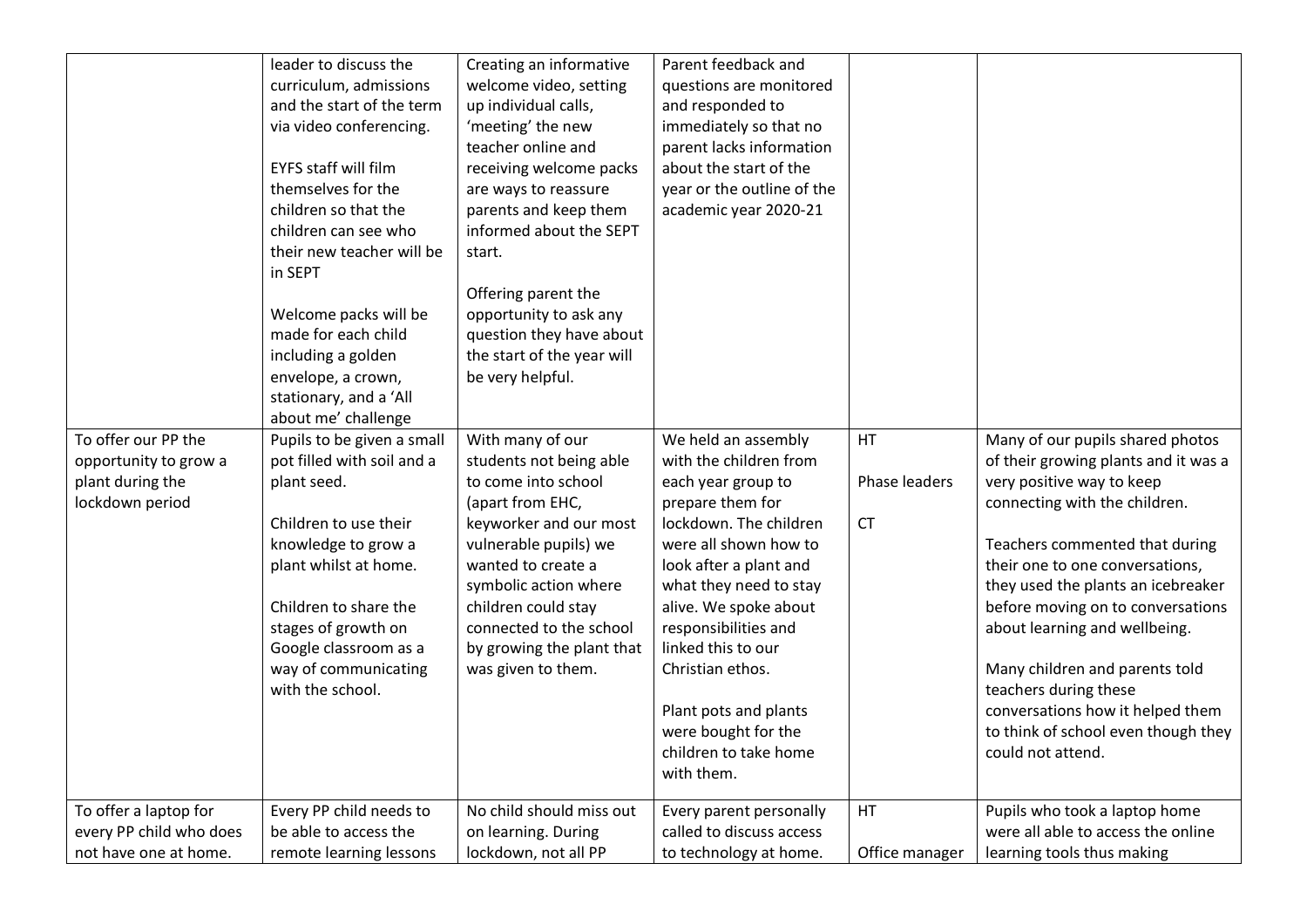| | | | | | |
|---|---|---|---|---|---|
| | leader to discuss the curriculum, admissions and the start of the term via video conferencing.<br><br>EYFS staff will film themselves for the children so that the children can see who their new teacher will be in SEPT<br><br>Welcome packs will be made for each child including a golden envelope, a crown, stationary, and a 'All about me' challenge | Creating an informative welcome video, setting up individual calls, 'meeting' the new teacher online and receiving welcome packs are ways to reassure parents and keep them informed about the SEPT start.<br><br>Offering parent the opportunity to ask any question they have about the start of the year will be very helpful. | Parent feedback and questions are monitored and responded to immediately so that no parent lacks information about the start of the year or the outline of the academic year 2020-21 | | |
| To offer our PP the opportunity to grow a plant during the lockdown period | Pupils to be given a small pot filled with soil and a plant seed.<br><br>Children to use their knowledge to grow a plant whilst at home.<br><br>Children to share the stages of growth on Google classroom as a way of communicating with the school. | With many of our students not being able to come into school (apart from EHC, keyworker and our most vulnerable pupils) we wanted to create a symbolic action where children could stay connected to the school by growing the plant that was given to them. | We held an assembly with the children from each year group to prepare them for lockdown. The children were all shown how to look after a plant and what they need to stay alive. We spoke about responsibilities and linked this to our Christian ethos.<br><br>Plant pots and plants were bought for the children to take home with them. | HT<br><br>Phase leaders<br><br>CT | Many of our pupils shared photos of their growing plants and it was a very positive way to keep connecting with the children.<br><br>Teachers commented that during their one to one conversations, they used the plants an icebreaker before moving on to conversations about learning and wellbeing.<br><br>Many children and parents told teachers during these conversations how it helped them to think of school even though they could not attend. |
| To offer a laptop for every PP child who does not have one at home. | Every PP child needs to be able to access the remote learning lessons | No child should miss out on learning. During lockdown, not all PP | Every parent personally called to discuss access to technology at home. | HT<br><br>Office manager | Pupils who took a laptop home were all able to access the online learning tools thus making |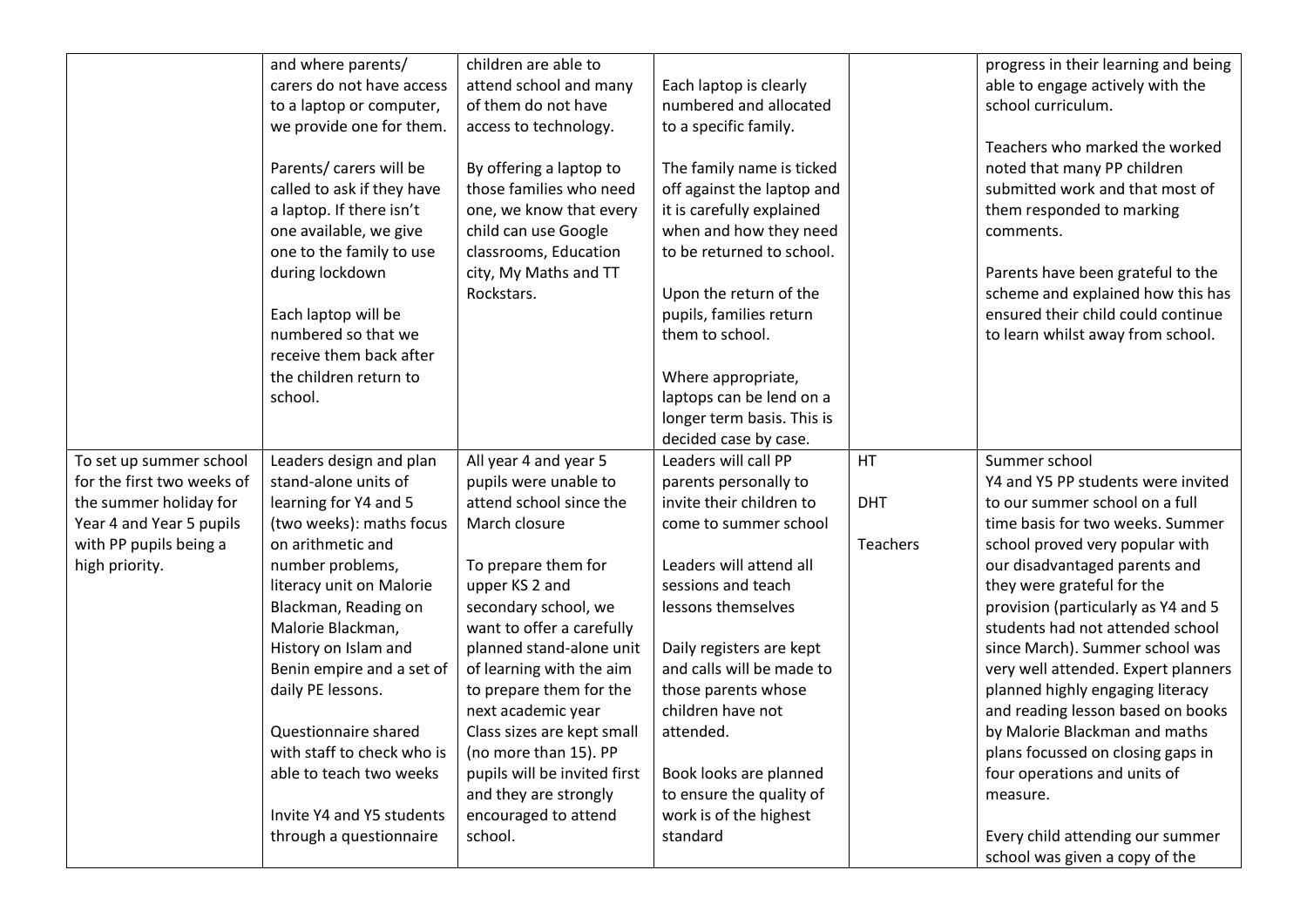| | | | | | |
|---|---|---|---|---|---|
| | and where parents/ carers do not have access to a laptop or computer, we provide one for them.<br><br>Parents/ carers will be called to ask if they have a laptop. If there isn't one available, we give one to the family to use during lockdown<br><br>Each laptop will be numbered so that we receive them back after the children return to school. | children are able to attend school and many of them do not have access to technology.<br><br>By offering a laptop to those families who need one, we know that every child can use Google classrooms, Education city, My Maths and TT Rockstars. | Each laptop is clearly numbered and allocated to a specific family.<br><br>The family name is ticked off against the laptop and it is carefully explained when and how they need to be returned to school.<br><br>Upon the return of the pupils, families return them to school.<br><br>Where appropriate, laptops can be lend on a longer term basis. This is decided case by case. | | progress in their learning and being able to engage actively with the school curriculum.<br><br>Teachers who marked the worked noted that many PP children submitted work and that most of them responded to marking comments.<br><br>Parents have been grateful to the scheme and explained how this has ensured their child could continue to learn whilst away from school. |
| To set up summer school for the first two weeks of the summer holiday for Year 4 and Year 5 pupils with PP pupils being a high priority. | Leaders design and plan stand-alone units of learning for Y4 and 5 (two weeks): maths focus on arithmetic and number problems, literacy unit on Malorie Blackman, Reading on Malorie Blackman, History on Islam and Benin empire and a set of daily PE lessons.<br><br>Questionnaire shared with staff to check who is able to teach two weeks<br><br>Invite Y4 and Y5 students through a questionnaire | All year 4 and year 5 pupils were unable to attend school since the March closure<br><br>To prepare them for upper KS 2 and secondary school, we want to offer a carefully planned stand-alone unit of learning with the aim to prepare them for the next academic year<br>Class sizes are kept small (no more than 15). PP pupils will be invited first and they are strongly encouraged to attend school. | Leaders will call PP parents personally to invite their children to come to summer school<br><br>Leaders will attend all sessions and teach lessons themselves<br><br>Daily registers are kept and calls will be made to those parents whose children have not attended.<br><br>Book looks are planned to ensure the quality of work is of the highest standard | HT<br><br>DHT<br><br>Teachers | Summer school<br>Y4 and Y5 PP students were invited to our summer school on a full time basis for two weeks. Summer school proved very popular with our disadvantaged parents and they were grateful for the provision (particularly as Y4 and 5 students had not attended school since March). Summer school was very well attended. Expert planners planned highly engaging literacy and reading lesson based on books by Malorie Blackman and maths plans focussed on closing gaps in four operations and units of measure.<br><br>Every child attending our summer school was given a copy of the |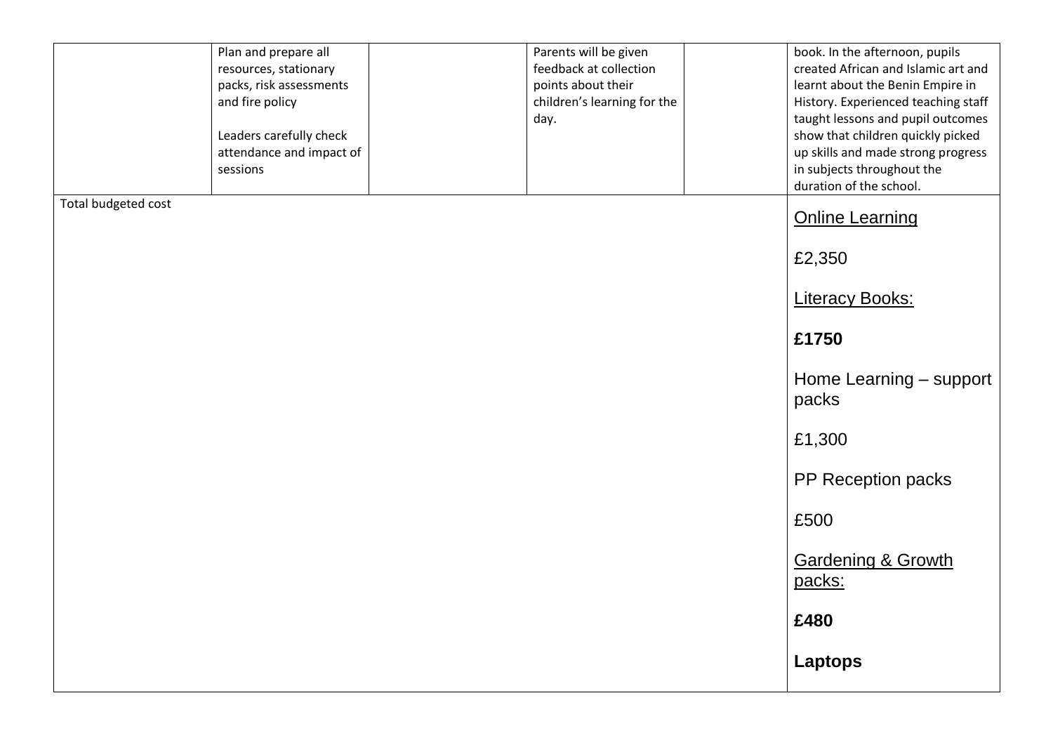| | | | | | |
|---|---|---|---|---|---|
| | Plan and prepare all resources, stationary packs, risk assessments and fire policy<br><br>Leaders carefully check attendance and impact of sessions | | Parents will be given feedback at collection points about their children's learning for the day. | | book. In the afternoon, pupils created African and Islamic art and learnt about the Benin Empire in History. Experienced teaching staff taught lessons and pupil outcomes show that children quickly picked up skills and made strong progress in subjects throughout the duration of the school. |
| Total budgeted cost | | | | | Online Learning<br><br>£2,350<br><br>Literacy Books:<br><br>**£1750**<br><br>Home Learning – support packs<br><br>£1,300<br><br>PP Reception packs<br><br>£500<br><br>Gardening & Growth packs:<br><br>**£480**<br><br>**Laptops** |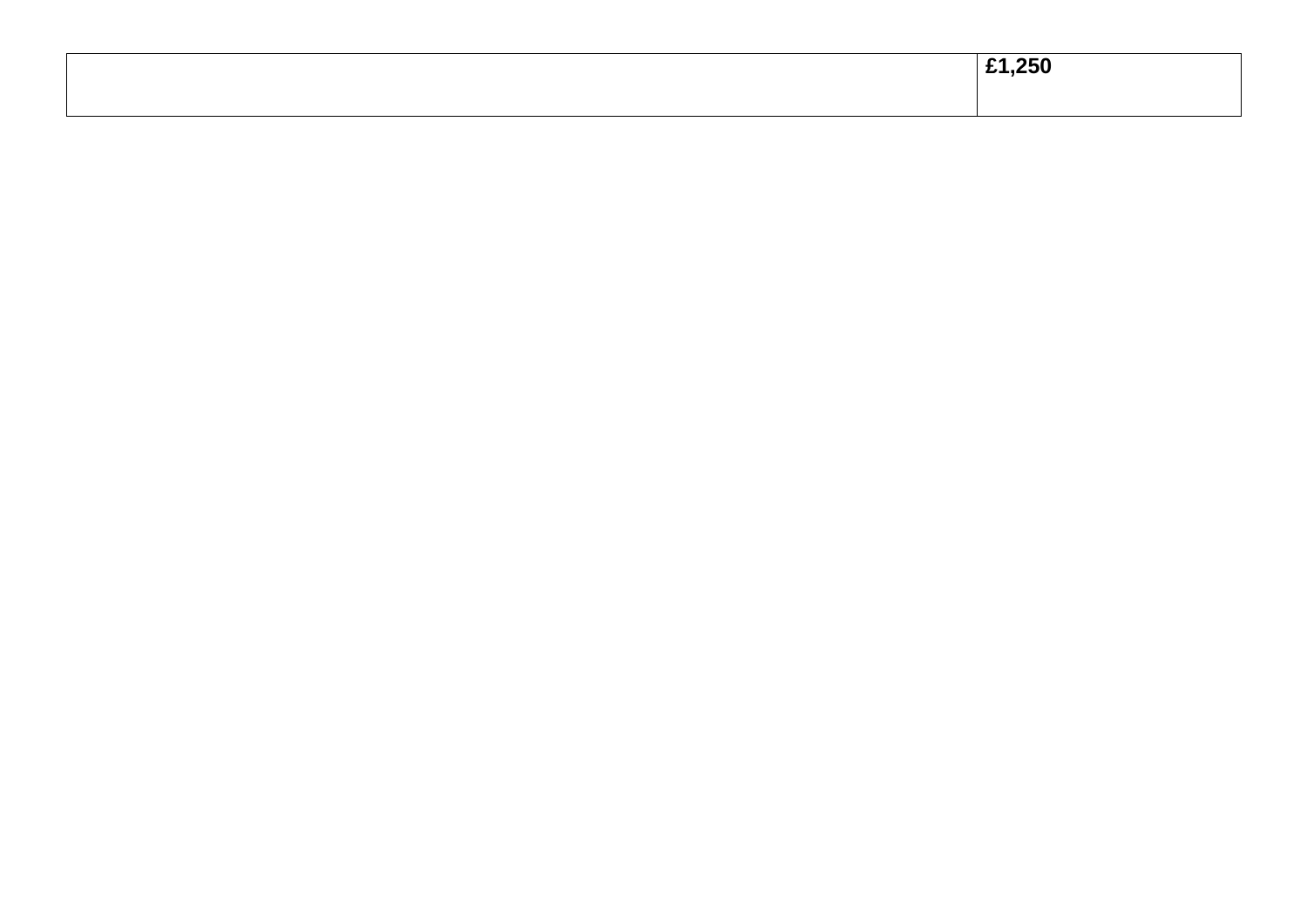| | |
|---|---|
| | **£1,250** |